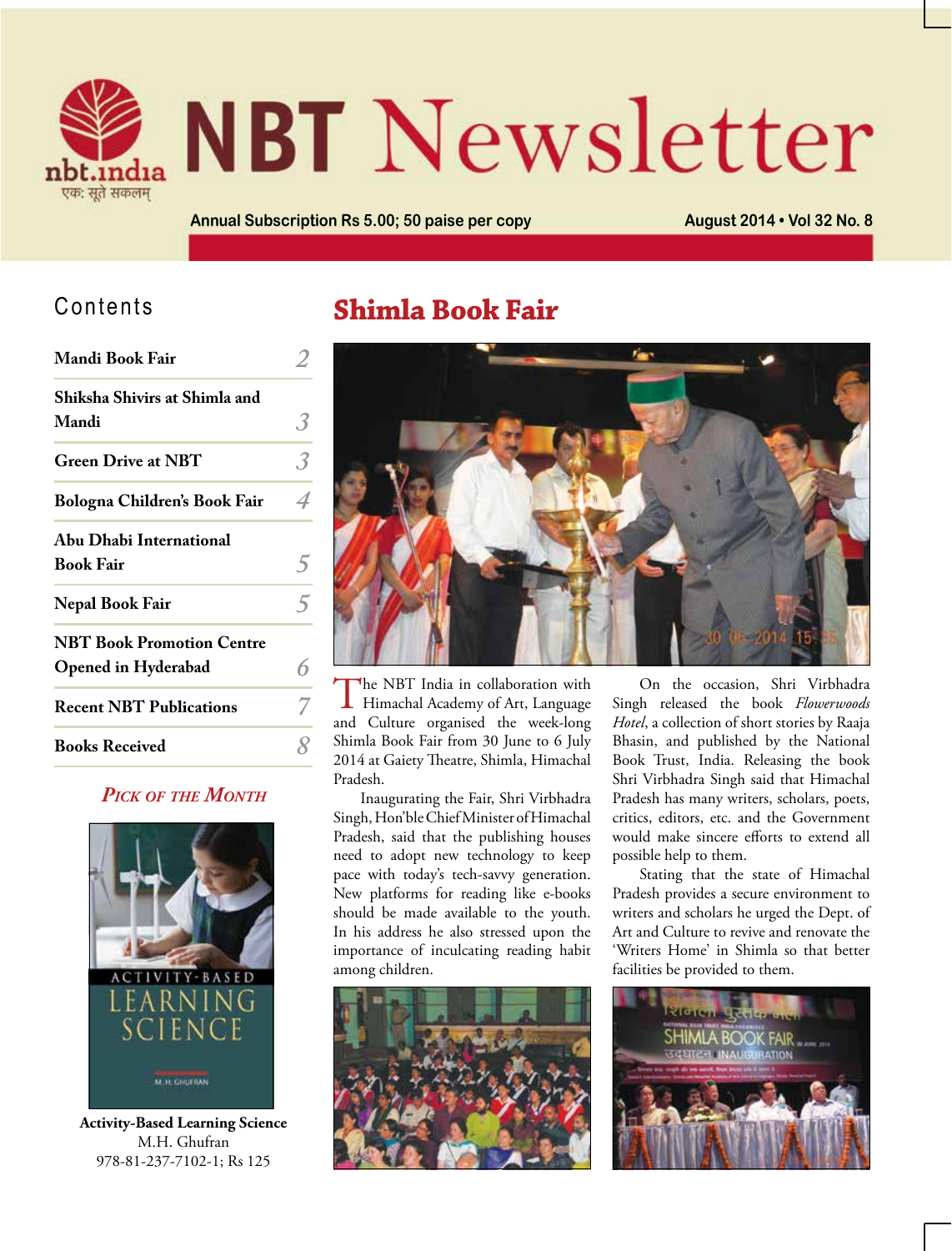# NBT Newsletter

Annual Subscription Rs 5.00; 50 paise per copy

August 2014 • Vol 32 No. 8

## Contents

| | |
|---|---|
| Mandi Book Fair | 2 |
| Shiksha Shivirs at Shimla and Mandi | 3 |
| Green Drive at NBT | 3 |
| Bologna Children's Book Fair | 4 |
| Abu Dhabi International Book Fair | 5 |
| Nepal Book Fair | 5 |
| NBT Book Promotion Centre Opened in Hyderabad | 6 |
| Recent NBT Publications | 7 |
| Books Received | 8 |

### *Pick of the Month*

**Activity-Based Learning Science**
M.H. Ghufran
978-81-237-7102-1; Rs 125

## Shimla Book Fair

The NBT India in collaboration with Himachal Academy of Art, Language and Culture organised the week-long Shimla Book Fair from 30 June to 6 July 2014 at Gaiety Theatre, Shimla, Himachal Pradesh.

Inaugurating the Fair, Shri Virbhadra Singh, Hon'ble Chief Minister of Himachal Pradesh, said that the publishing houses need to adopt new technology to keep pace with today's tech-savvy generation. New platforms for reading like e-books should be made available to the youth. In his address he also stressed upon the importance of inculcating reading habit among children.

On the occasion, Shri Virbhadra Singh released the book *Flowerwoods Hotel*, a collection of short stories by Raaja Bhasin, and published by the National Book Trust, India. Releasing the book Shri Virbhadra Singh said that Himachal Pradesh has many writers, scholars, poets, critics, editors, etc. and the Government would make sincere efforts to extend all possible help to them.

Stating that the state of Himachal Pradesh provides a secure environment to writers and scholars he urged the Dept. of Art and Culture to revive and renovate the 'Writers Home' in Shimla so that better facilities be provided to them.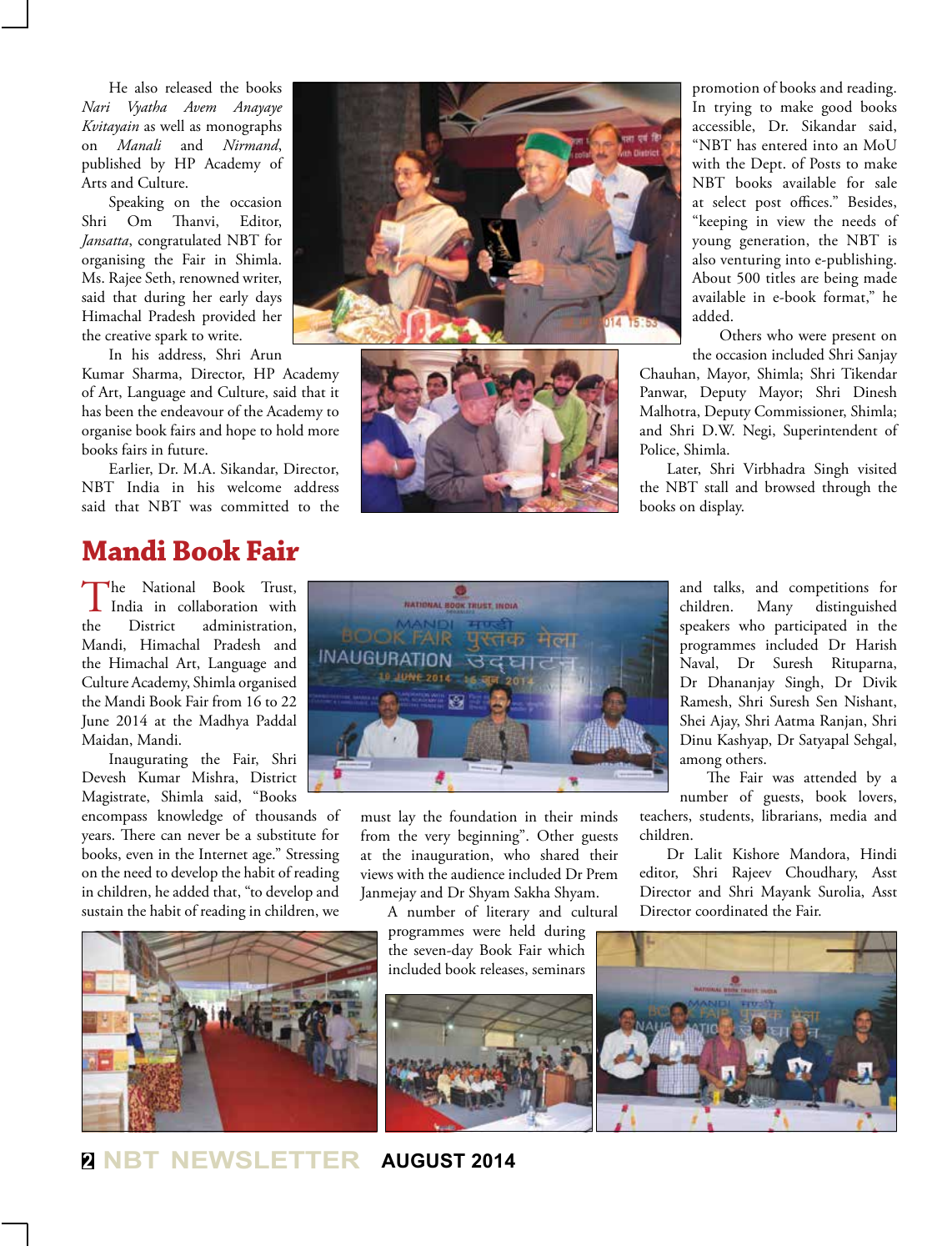He also released the books *Nari Vyatha Avem Anayaye Kvitayain* as well as monographs on *Manali* and *Nirmand*, published by HP Academy of Arts and Culture.

Speaking on the occasion Shri Om Thanvi, Editor, *Jansatta*, congratulated NBT for organising the Fair in Shimla. Ms. Rajee Seth, renowned writer, said that during her early days Himachal Pradesh provided her the creative spark to write.

In his address, Shri Arun Kumar Sharma, Director, HP Academy of Art, Language and Culture, said that it has been the endeavour of the Academy to organise book fairs and hope to hold more books fairs in future.

Earlier, Dr. M.A. Sikandar, Director, NBT India in his welcome address said that NBT was committed to the promotion of books and reading. In trying to make good books accessible, Dr. Sikandar said, "NBT has entered into an MoU with the Dept. of Posts to make NBT books available for sale at select post offices." Besides, "keeping in view the needs of young generation, the NBT is also venturing into e-publishing. About 500 titles are being made available in e-book format," he added.

Others who were present on the occasion included Shri Sanjay Chauhan, Mayor, Shimla; Shri Tikendar Panwar, Deputy Mayor; Shri Dinesh Malhotra, Deputy Commissioner, Shimla; and Shri D.W. Negi, Superintendent of Police, Shimla.

Later, Shri Virbhadra Singh visited the NBT stall and browsed through the books on display.

## Mandi Book Fair

The National Book Trust, India in collaboration with the District administration, Mandi, Himachal Pradesh and the Himachal Art, Language and Culture Academy, Shimla organised the Mandi Book Fair from 16 to 22 June 2014 at the Madhya Paddal Maidan, Mandi.

Inaugurating the Fair, Shri Devesh Kumar Mishra, District Magistrate, Shimla said, "Books encompass knowledge of thousands of years. There can never be a substitute for books, even in the Internet age." Stressing on the need to develop the habit of reading in children, he added that, "to develop and sustain the habit of reading in children, we must lay the foundation in their minds from the very beginning". Other guests at the inauguration, who shared their views with the audience included Dr Prem Janmejay and Dr Shyam Sakha Shyam.

A number of literary and cultural programmes were held during the seven-day Book Fair which included book releases, seminars and talks, and competitions for children. Many distinguished speakers who participated in the programmes included Dr Harish Naval, Dr Suresh Rituparna, Dr Dhananjay Singh, Dr Divik Ramesh, Shri Suresh Sen Nishant, Shei Ajay, Shri Aatma Ranjan, Shri Dinu Kashyap, Dr Satyapal Sehgal, among others.

The Fair was attended by a number of guests, book lovers, teachers, students, librarians, media and children.

Dr Lalit Kishore Mandora, Hindi editor, Shri Rajeev Choudhary, Asst Director and Shri Mayank Surolia, Asst Director coordinated the Fair.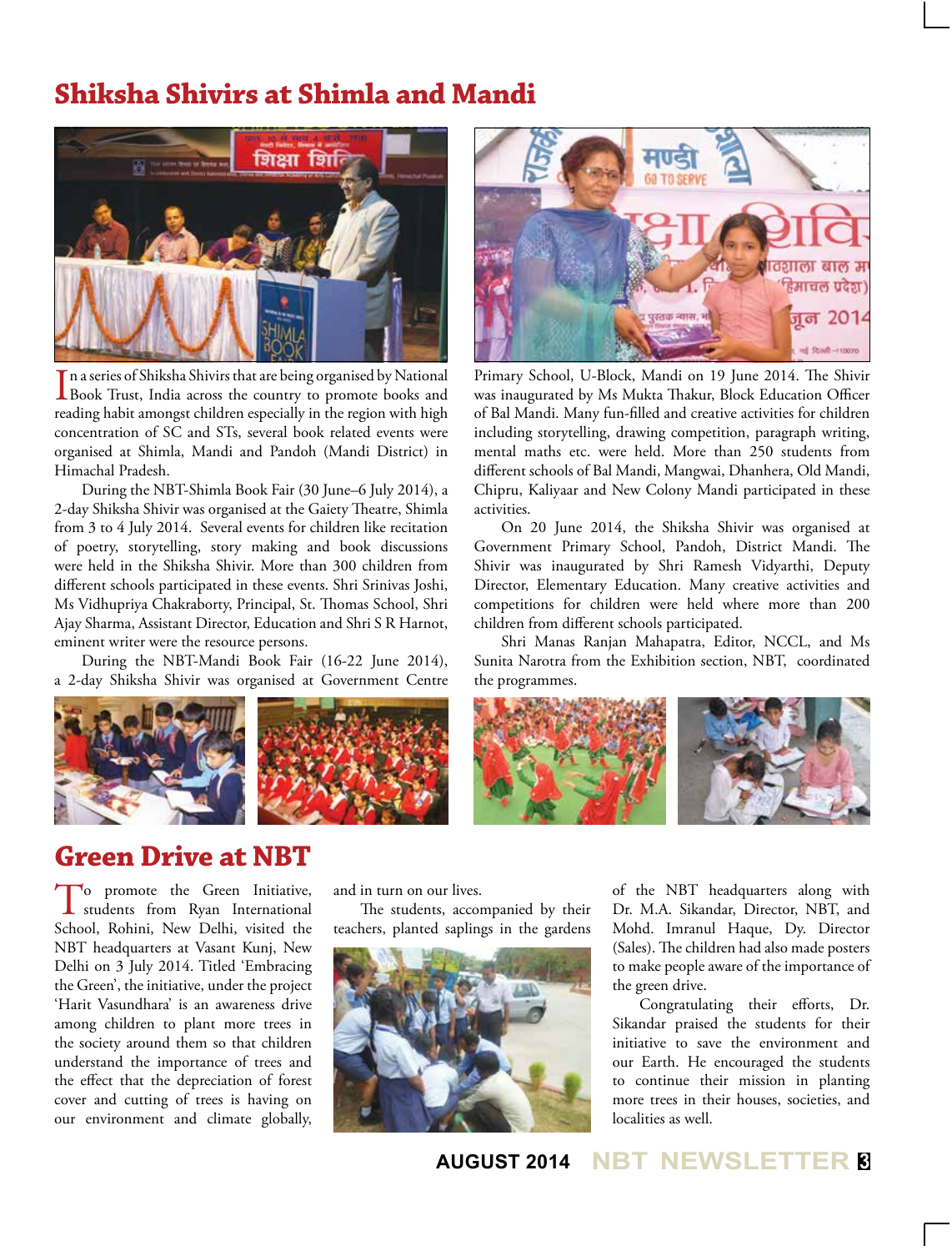## Shiksha Shivirs at Shimla and Mandi

In a series of Shiksha Shivirs that are being organised by National Book Trust, India across the country to promote books and reading habit amongst children especially in the region with high concentration of SC and STs, several book related events were organised at Shimla, Mandi and Pandoh (Mandi District) in Himachal Pradesh.

During the NBT-Shimla Book Fair (30 June–6 July 2014), a 2-day Shiksha Shivir was organised at the Gaiety Theatre, Shimla from 3 to 4 July 2014. Several events for children like recitation of poetry, storytelling, story making and book discussions were held in the Shiksha Shivir. More than 300 children from different schools participated in these events. Shri Srinivas Joshi, Ms Vidhupriya Chakraborty, Principal, St. Thomas School, Shri Ajay Sharma, Assistant Director, Education and Shri S R Harnot, eminent writer were the resource persons.

During the NBT-Mandi Book Fair (16-22 June 2014), a 2-day Shiksha Shivir was organised at Government Centre Primary School, U-Block, Mandi on 19 June 2014. The Shivir was inaugurated by Ms Mukta Thakur, Block Education Officer of Bal Mandi. Many fun-filled and creative activities for children including storytelling, drawing competition, paragraph writing, mental maths etc. were held. More than 250 students from different schools of Bal Mandi, Mangwai, Dhanhera, Old Mandi, Chipru, Kaliyaar and New Colony Mandi participated in these activities.

On 20 June 2014, the Shiksha Shivir was organised at Government Primary School, Pandoh, District Mandi. The Shivir was inaugurated by Shri Ramesh Vidyarthi, Deputy Director, Elementary Education. Many creative activities and competitions for children were held where more than 200 children from different schools participated.

Shri Manas Ranjan Mahapatra, Editor, NCCL, and Ms Sunita Narotra from the Exhibition section, NBT, coordinated the programmes.

## Green Drive at NBT

To promote the Green Initiative, students from Ryan International School, Rohini, New Delhi, visited the NBT headquarters at Vasant Kunj, New Delhi on 3 July 2014. Titled 'Embracing the Green', the initiative, under the project 'Harit Vasundhara' is an awareness drive among children to plant more trees in the society around them so that children understand the importance of trees and the effect that the depreciation of forest cover and cutting of trees is having on our environment and climate globally, and in turn on our lives.

The students, accompanied by their teachers, planted saplings in the gardens of the NBT headquarters along with Dr. M.A. Sikandar, Director, NBT, and Mohd. Imranul Haque, Dy. Director (Sales). The children had also made posters to make people aware of the importance of the green drive.

Congratulating their efforts, Dr. Sikandar praised the students for their initiative to save the environment and our Earth. He encouraged the students to continue their mission in planting more trees in their houses, societies, and localities as well.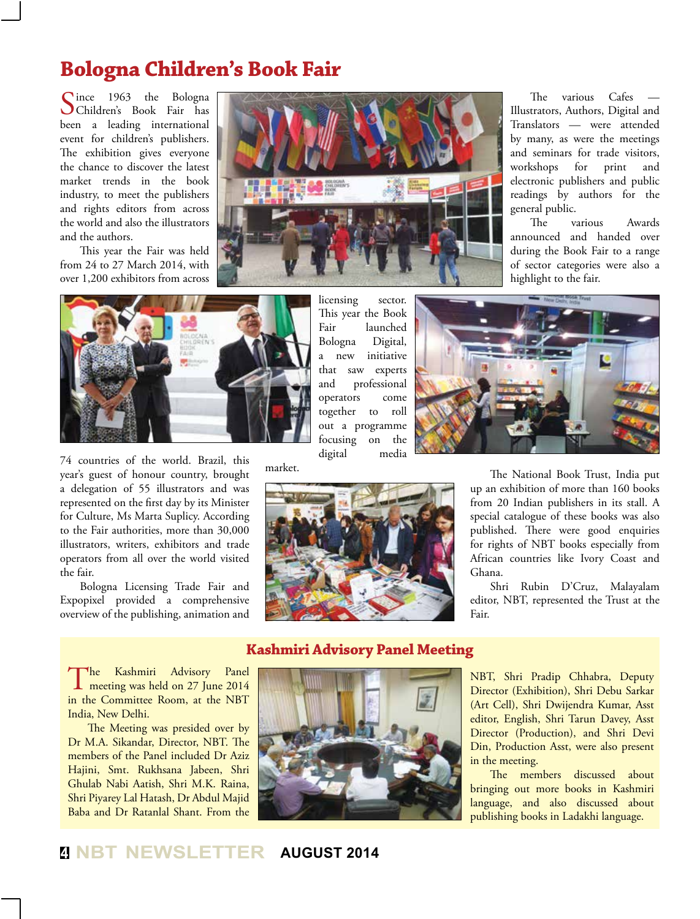# Bologna Children's Book Fair

Since 1963 the Bologna Children's Book Fair has been a leading international event for children's publishers. The exhibition gives everyone the chance to discover the latest market trends in the book industry, to meet the publishers and rights editors from across the world and also the illustrators and the authors.

This year the Fair was held from 24 to 27 March 2014, with over 1,200 exhibitors from across 74 countries of the world. Brazil, this year's guest of honour country, brought a delegation of 55 illustrators and was represented on the first day by its Minister for Culture, Ms Marta Suplicy. According to the Fair authorities, more than 30,000 illustrators, writers, exhibitors and trade operators from all over the world visited the fair.

Bologna Licensing Trade Fair and Expopixel provided a comprehensive overview of the publishing, animation and licensing sector. This year the Book Fair launched Bologna Digital, a new initiative that saw experts and professional operators come together to roll out a programme focusing on the digital media market.

The various Cafes — Illustrators, Authors, Digital and Translators — were attended by many, as were the meetings and seminars for trade visitors, workshops for print and electronic publishers and public readings by authors for the general public.

The various Awards announced and handed over during the Book Fair to a range of sector categories were also a highlight to the fair.

The National Book Trust, India put up an exhibition of more than 160 books from 20 Indian publishers in its stall. A special catalogue of these books was also published. There were good enquiries for rights of NBT books especially from African countries like Ivory Coast and Ghana.

Shri Rubin D'Cruz, Malayalam editor, NBT, represented the Trust at the Fair.

## Kashmiri Advisory Panel Meeting

The Kashmiri Advisory Panel meeting was held on 27 June 2014 in the Committee Room, at the NBT India, New Delhi.

The Meeting was presided over by Dr M.A. Sikandar, Director, NBT. The members of the Panel included Dr Aziz Hajini, Smt. Rukhsana Jabeen, Shri Ghulab Nabi Aatish, Shri M.K. Raina, Shri Piyarey Lal Hatash, Dr Abdul Majid Baba and Dr Ratanlal Shant. From the NBT, Shri Pradip Chhabra, Deputy Director (Exhibition), Shri Debu Sarkar (Art Cell), Shri Dwijendra Kumar, Asst editor, English, Shri Tarun Davey, Asst Director (Production), and Shri Devi Din, Production Asst, were also present in the meeting.

The members discussed about bringing out more books in Kashmiri language, and also discussed about publishing books in Ladakhi language.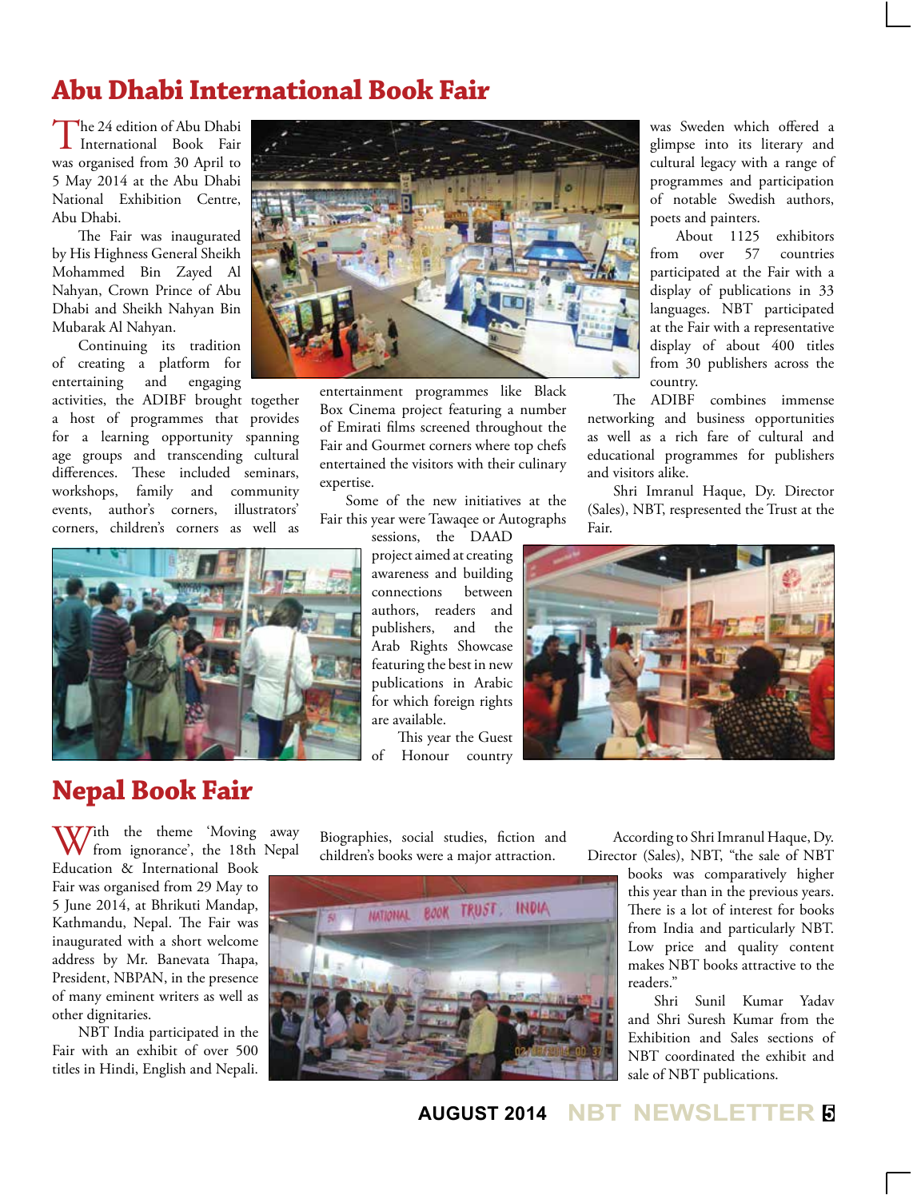## Abu Dhabi International Book Fair

The 24 edition of Abu Dhabi International Book Fair was organised from 30 April to 5 May 2014 at the Abu Dhabi National Exhibition Centre, Abu Dhabi.

The Fair was inaugurated by His Highness General Sheikh Mohammed Bin Zayed Al Nahyan, Crown Prince of Abu Dhabi and Sheikh Nahyan Bin Mubarak Al Nahyan.

Continuing its tradition of creating a platform for entertaining and engaging activities, the ADIBF brought together a host of programmes that provides for a learning opportunity spanning age groups and transcending cultural differences. These included seminars, workshops, family and community events, author's corners, illustrators' corners, children's corners as well as entertainment programmes like Black Box Cinema project featuring a number of Emirati films screened throughout the Fair and Gourmet corners where top chefs entertained the visitors with their culinary expertise.

Some of the new initiatives at the Fair this year were Tawaqee or Autographs sessions, the DAAD project aimed at creating awareness and building connections between authors, readers and publishers, and the Arab Rights Showcase featuring the best in new publications in Arabic for which foreign rights are available.

This year the Guest of Honour country was Sweden which offered a glimpse into its literary and cultural legacy with a range of programmes and participation of notable Swedish authors, poets and painters.

About 1125 exhibitors from over 57 countries participated at the Fair with a display of publications in 33 languages. NBT participated at the Fair with a representative display of about 400 titles from 30 publishers across the country.

The ADIBF combines immense networking and business opportunities as well as a rich fare of cultural and educational programmes for publishers and visitors alike.

Shri Imranul Haque, Dy. Director (Sales), NBT, respresented the Trust at the Fair.

## Nepal Book Fair

With the theme 'Moving away from ignorance', the 18th Nepal Education & International Book Fair was organised from 29 May to 5 June 2014, at Bhrikuti Mandap, Kathmandu, Nepal. The Fair was inaugurated with a short welcome address by Mr. Banevata Thapa, President, NBPAN, in the presence of many eminent writers as well as other dignitaries.

NBT India participated in the Fair with an exhibit of over 500 titles in Hindi, English and Nepali. Biographies, social studies, fiction and children's books were a major attraction.

According to Shri Imranul Haque, Dy. Director (Sales), NBT, "the sale of NBT books was comparatively higher this year than in the previous years. There is a lot of interest for books from India and particularly NBT. Low price and quality content makes NBT books attractive to the readers."

Shri Sunil Kumar Yadav and Shri Suresh Kumar from the Exhibition and Sales sections of NBT coordinated the exhibit and sale of NBT publications.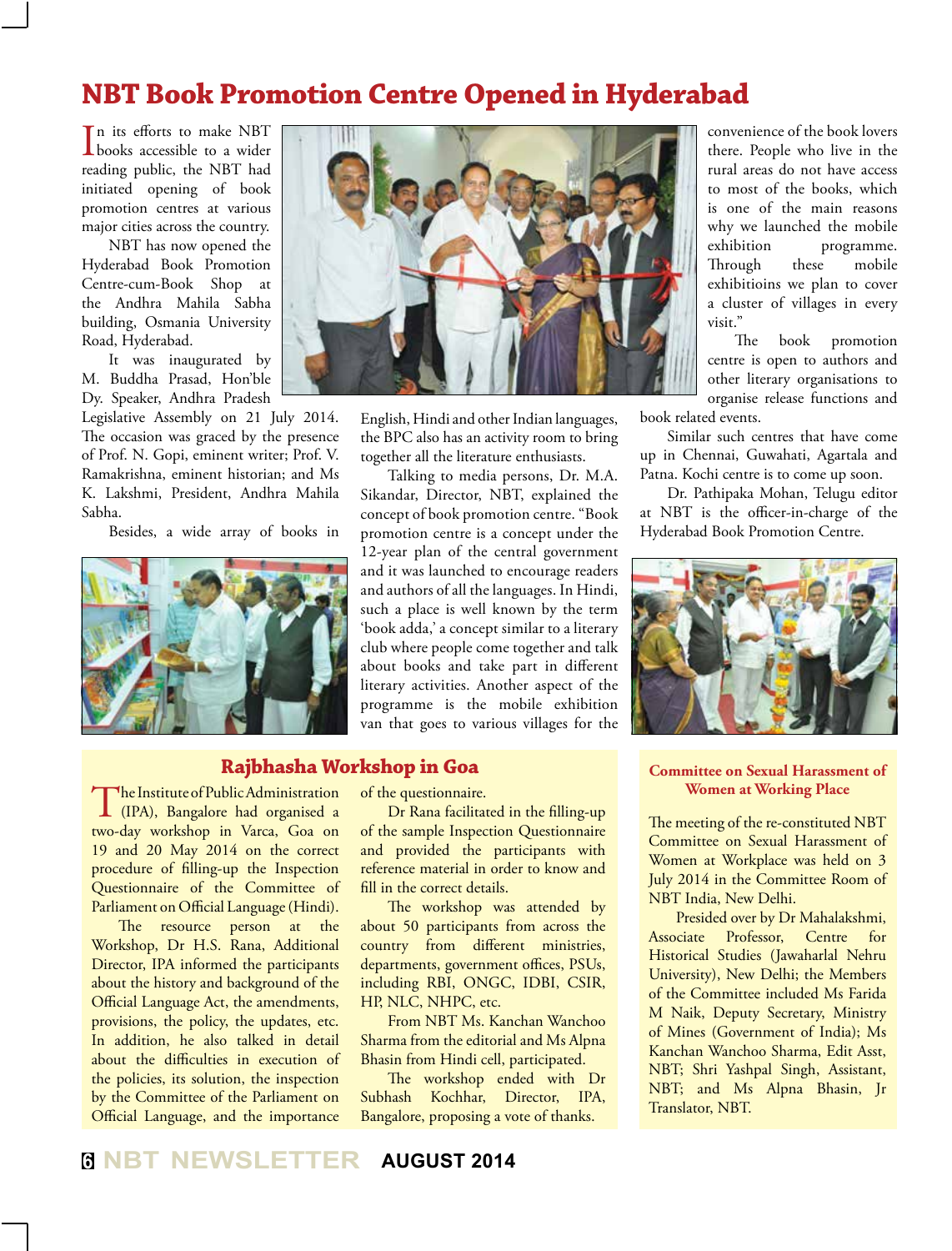# NBT Book Promotion Centre Opened in Hyderabad

In its efforts to make NBT books accessible to a wider reading public, the NBT had initiated opening of book promotion centres at various major cities across the country.

NBT has now opened the Hyderabad Book Promotion Centre-cum-Book Shop at the Andhra Mahila Sabha building, Osmania University Road, Hyderabad.

It was inaugurated by M. Buddha Prasad, Hon'ble Dy. Speaker, Andhra Pradesh Legislative Assembly on 21 July 2014. The occasion was graced by the presence of Prof. N. Gopi, eminent writer; Prof. V. Ramakrishna, eminent historian; and Ms K. Lakshmi, President, Andhra Mahila Sabha.

Besides, a wide array of books in English, Hindi and other Indian languages, the BPC also has an activity room to bring together all the literature enthusiasts.

Talking to media persons, Dr. M.A. Sikandar, Director, NBT, explained the concept of book promotion centre. "Book promotion centre is a concept under the 12-year plan of the central government and it was launched to encourage readers and authors of all the languages. In Hindi, such a place is well known by the term 'book adda,' a concept similar to a literary club where people come together and talk about books and take part in different literary activities. Another aspect of the programme is the mobile exhibition van that goes to various villages for the convenience of the book lovers there. People who live in the rural areas do not have access to most of the books, which is one of the main reasons why we launched the mobile exhibition programme. Through these mobile exhibitioins we plan to cover a cluster of villages in every visit."

The book promotion centre is open to authors and other literary organisations to organise release functions and book related events.

Similar such centres that have come up in Chennai, Guwahati, Agartala and Patna. Kochi centre is to come up soon.

Dr. Pathipaka Mohan, Telugu editor at NBT is the officer-in-charge of the Hyderabad Book Promotion Centre.

## Rajbhasha Workshop in Goa

The Institute of Public Administration (IPA), Bangalore had organised a two-day workshop in Varca, Goa on 19 and 20 May 2014 on the correct procedure of filling-up the Inspection Questionnaire of the Committee of Parliament on Official Language (Hindi).

The resource person at the Workshop, Dr H.S. Rana, Additional Director, IPA informed the participants about the history and background of the Official Language Act, the amendments, provisions, the policy, the updates, etc. In addition, he also talked in detail about the difficulties in execution of the policies, its solution, the inspection by the Committee of the Parliament on Official Language, and the importance of the questionnaire.

Dr Rana facilitated in the filling-up of the sample Inspection Questionnaire and provided the participants with reference material in order to know and fill in the correct details.

The workshop was attended by about 50 participants from across the country from different ministries, departments, government offices, PSUs, including RBI, ONGC, IDBI, CSIR, HP, NLC, NHPC, etc.

From NBT Ms. Kanchan Wanchoo Sharma from the editorial and Ms Alpna Bhasin from Hindi cell, participated.

The workshop ended with Dr Subhash Kochhar, Director, IPA, Bangalore, proposing a vote of thanks.

## Committee on Sexual Harassment of Women at Working Place

The meeting of the re-constituted NBT Committee on Sexual Harassment of Women at Workplace was held on 3 July 2014 in the Committee Room of NBT India, New Delhi.

Presided over by Dr Mahalakshmi, Associate Professor, Centre for Historical Studies (Jawaharlal Nehru University), New Delhi; the Members of the Committee included Ms Farida M Naik, Deputy Secretary, Ministry of Mines (Government of India); Ms Kanchan Wanchoo Sharma, Edit Asst, NBT; Shri Yashpal Singh, Assistant, NBT; and Ms Alpna Bhasin, Jr Translator, NBT.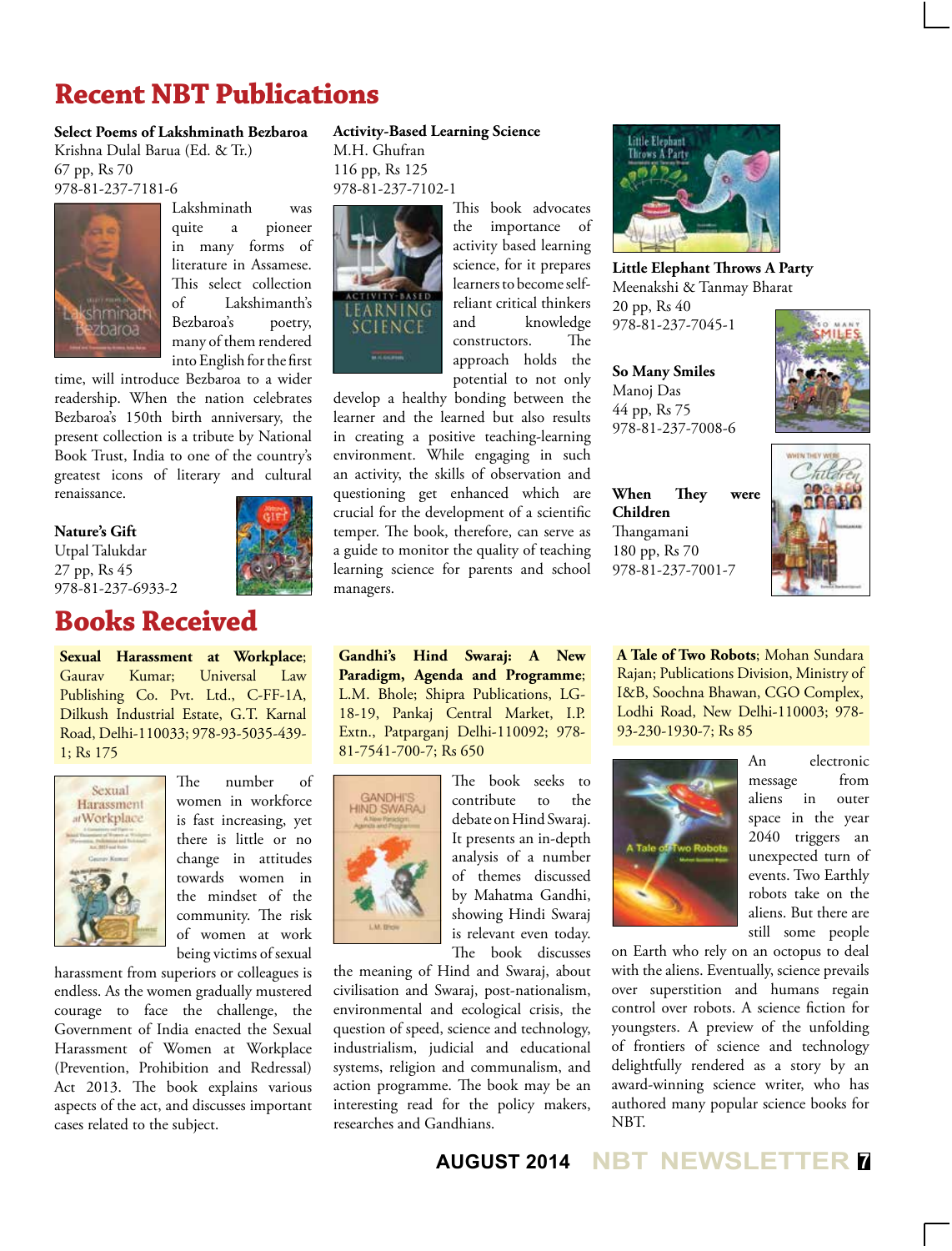# Recent NBT Publications

**Select Poems of Lakshminath Bezbaroa**
Krishna Dulal Barua (Ed. & Tr.)
67 pp, Rs 70
978-81-237-7181-6

Lakshminath was quite a pioneer in many forms of literature in Assamese. This select collection of Lakshimanth's Bezbaroa's poetry, many of them rendered into English for the first time, will introduce Bezbaroa to a wider readership. When the nation celebrates Bezbaroa's 150th birth anniversary, the present collection is a tribute by National Book Trust, India to one of the country's greatest icons of literary and cultural renaissance.

**Nature's Gift**
Utpal Talukdar
27 pp, Rs 45
978-81-237-6933-2

**Activity-Based Learning Science**
M.H. Ghufran
116 pp, Rs 125
978-81-237-7102-1

This book advocates the importance of activity based learning science, for it prepares learners to become self-reliant critical thinkers and knowledge constructors. The approach holds the potential to not only develop a healthy bonding between the learner and the learned but also results in creating a positive teaching-learning environment. While engaging in such an activity, the skills of observation and questioning get enhanced which are crucial for the development of a scientific temper. The book, therefore, can serve as a guide to monitor the quality of teaching learning science for parents and school managers.

**Little Elephant Throws A Party**
Meenakshi & Tanmay Bharat
20 pp, Rs 40
978-81-237-7045-1

**So Many Smiles**
Manoj Das
44 pp, Rs 75
978-81-237-7008-6

**When They were Children**
Thangamani
180 pp, Rs 70
978-81-237-7001-7

# Books Received

**Sexual Harassment at Workplace**; Gaurav Kumar; Universal Law Publishing Co. Pvt. Ltd., C-FF-1A, Dilkush Industrial Estate, G.T. Karnal Road, Delhi-110033; 978-93-5035-439-1; Rs 175

The number of women in workforce is fast increasing, yet there is little or no change in attitudes towards women in the mindset of the community. The risk of women at work being victims of sexual harassment from superiors or colleagues is endless. As the women gradually mustered courage to face the challenge, the Government of India enacted the Sexual Harassment of Women at Workplace (Prevention, Prohibition and Redressal) Act 2013. The book explains various aspects of the act, and discusses important cases related to the subject.

**Gandhi's Hind Swaraj: A New Paradigm, Agenda and Programme**; L.M. Bhole; Shipra Publications, LG-18-19, Pankaj Central Market, I.P. Extn., Patparganj Delhi-110092; 978-81-7541-700-7; Rs 650

The book seeks to contribute to the debate on Hind Swaraj. It presents an in-depth analysis of a number of themes discussed by Mahatma Gandhi, showing Hindi Swaraj is relevant even today. The book discusses the meaning of Hind and Swaraj, about civilisation and Swaraj, post-nationalism, environmental and ecological crisis, the question of speed, science and technology, industrialism, judicial and educational systems, religion and communalism, and action programme. The book may be an interesting read for the policy makers, researches and Gandhians.

**A Tale of Two Robots**; Mohan Sundara Rajan; Publications Division, Ministry of I&B, Soochna Bhawan, CGO Complex, Lodhi Road, New Delhi-110003; 978-93-230-1930-7; Rs 85

An electronic message from aliens in outer space in the year 2040 triggers an unexpected turn of events. Two Earthly robots take on the aliens. But there are still some people on Earth who rely on an octopus to deal with the aliens. Eventually, science prevails over superstition and humans regain control over robots. A science fiction for youngsters. A preview of the unfolding of frontiers of science and technology delightfully rendered as a story by an award-winning science writer, who has authored many popular science books for NBT.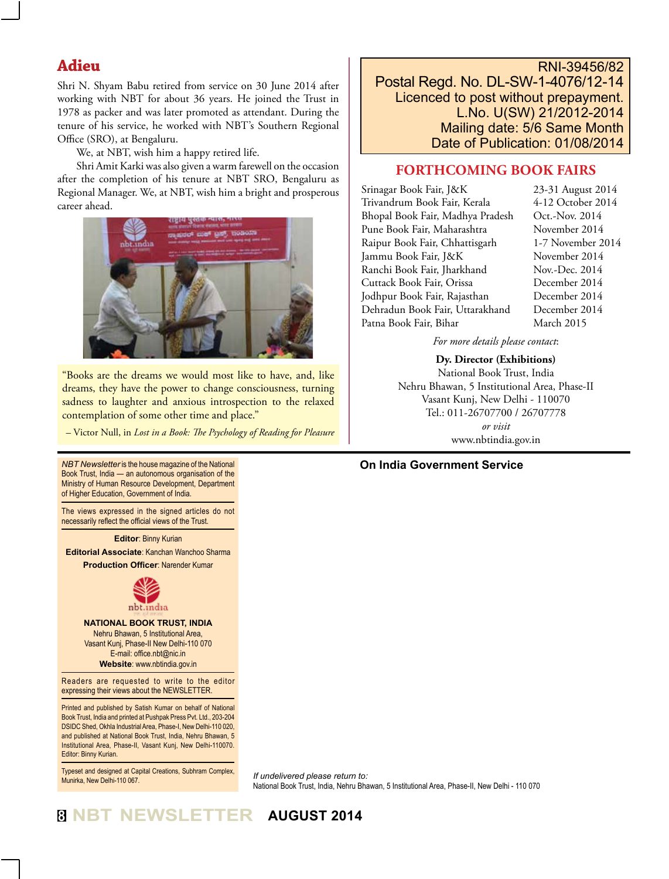## Adieu

Shri N. Shyam Babu retired from service on 30 June 2014 after working with NBT for about 36 years. He joined the Trust in 1978 as packer and was later promoted as attendant. During the tenure of his service, he worked with NBT's Southern Regional Office (SRO), at Bengaluru.

We, at NBT, wish him a happy retired life.

Shri Amit Karki was also given a warm farewell on the occasion after the completion of his tenure at NBT SRO, Bengaluru as Regional Manager. We, at NBT, wish him a bright and prosperous career ahead.

"Books are the dreams we would most like to have, and, like dreams, they have the power to change consciousness, turning sadness to laughter and anxious introspection to the relaxed contemplation of some other time and place."

– Victor Null, in *Lost in a Book: The Psychology of Reading for Pleasure*

RNI-39456/82
Postal Regd. No. DL-SW-1-4076/12-14
Licenced to post without prepayment.
L.No. U(SW) 21/2012-2014
Mailing date: 5/6 Same Month
Date of Publication: 01/08/2014

## FORTHCOMING BOOK FAIRS

| | |
|---|---|
| Srinagar Book Fair, J&K | 23-31 August 2014 |
| Trivandrum Book Fair, Kerala | 4-12 October 2014 |
| Bhopal Book Fair, Madhya Pradesh | Oct.-Nov. 2014 |
| Pune Book Fair, Maharashtra | November 2014 |
| Raipur Book Fair, Chhattisgarh | 1-7 November 2014 |
| Jammu Book Fair, J&K | November 2014 |
| Ranchi Book Fair, Jharkhand | Nov.-Dec. 2014 |
| Cuttack Book Fair, Orissa | December 2014 |
| Jodhpur Book Fair, Rajasthan | December 2014 |
| Dehradun Book Fair, Uttarakhand | December 2014 |
| Patna Book Fair, Bihar | March 2015 |

*For more details please contact*:

**Dy. Director (Exhibitions)**
National Book Trust, India
Nehru Bhawan, 5 Institutional Area, Phase-II
Vasant Kunj, New Delhi - 110070
Tel.: 011-26707700 / 26707778
*or visit*
www.nbtindia.gov.in

*NBT Newsletter* is the house magazine of the National Book Trust, India — an autonomous organisation of the Ministry of Human Resource Development, Department of Higher Education, Government of India.

The views expressed in the signed articles do not necessarily reflect the official views of the Trust.

**Editor**: Binny Kurian
**Editorial Associate**: Kanchan Wanchoo Sharma
**Production Officer**: Narender Kumar

**NATIONAL BOOK TRUST, INDIA**
Nehru Bhawan, 5 Institutional Area,
Vasant Kunj, Phase-II New Delhi-110 070
E-mail: office.nbt@nic.in
**Website**: www.nbtindia.gov.in

Readers are requested to write to the editor expressing their views about the NEWSLETTER.

Printed and published by Satish Kumar on behalf of National Book Trust, India and printed at Pushpak Press Pvt. Ltd., 203-204 DSIDC Shed, Okhla Industrial Area, Phase-I, New Delhi-110 020, and published at National Book Trust, India, Nehru Bhawan, 5 Institutional Area, Phase-II, Vasant Kunj, New Delhi-110070. Editor: Binny Kurian.

Typeset and designed at Capital Creations, Subhram Complex, Munirka, New Delhi-110 067.

**On India Government Service**

*If undelivered please return to:*
National Book Trust, India, Nehru Bhawan, 5 Institutional Area, Phase-II, New Delhi - 110 070